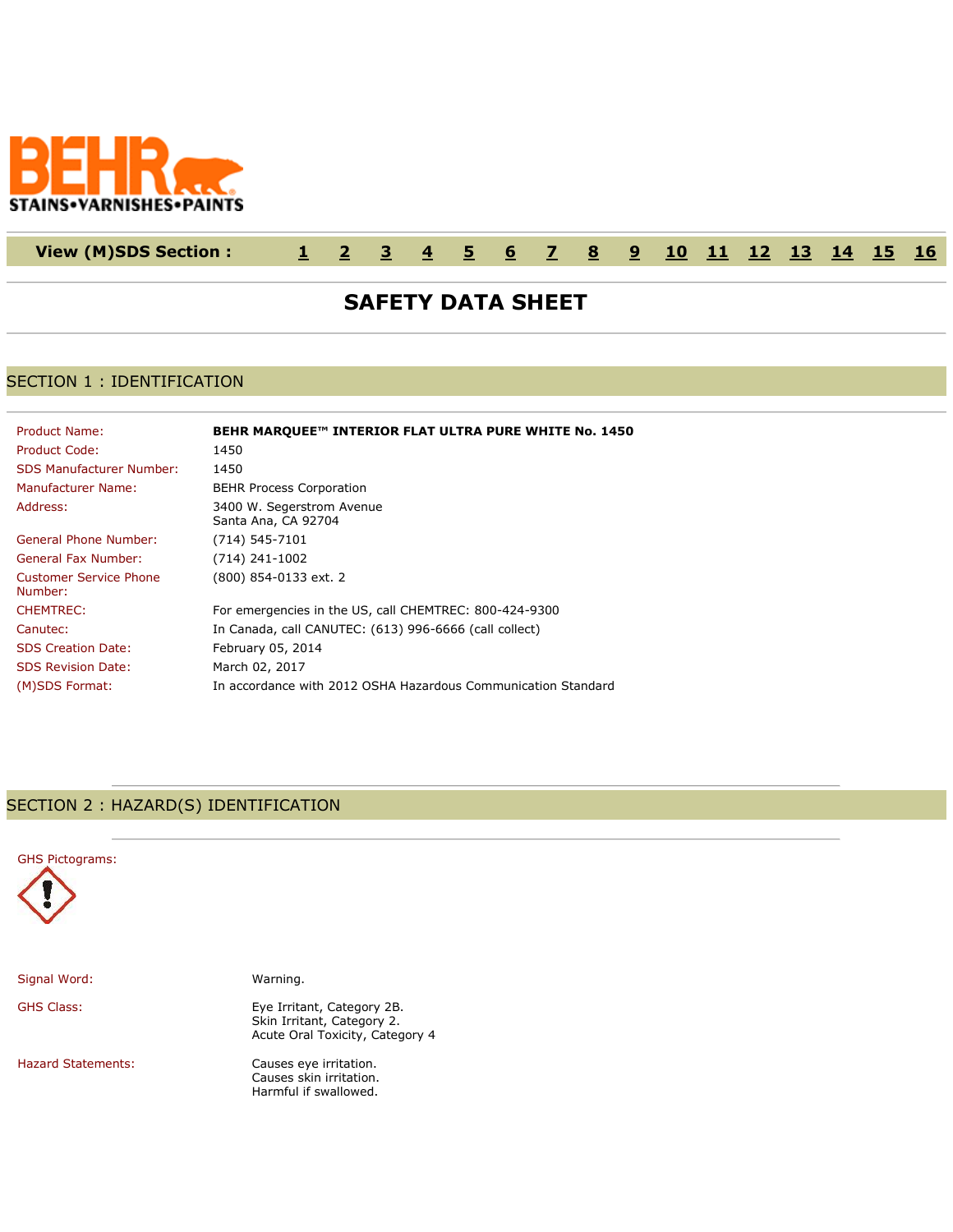BEHR STAINS•VARNISHES•PAINTS

**View (M)SDS Section :** 1 2 3 4 5 6 7 8 9 10 11 12 13 14 15 16

# SAFETY DATA SHEET

## SECTION 1 : IDENTIFICATION

| | |
|---|---|
| Product Name: | **BEHR MARQUEE™ INTERIOR FLAT ULTRA PURE WHITE No. 1450** |
| Product Code: | 1450 |
| SDS Manufacturer Number: | 1450 |
| Manufacturer Name: | BEHR Process Corporation |
| Address: | 3400 W. Segerstrom Avenue<br>Santa Ana, CA 92704 |
| General Phone Number: | (714) 545-7101 |
| General Fax Number: | (714) 241-1002 |
| Customer Service Phone Number: | (800) 854-0133 ext. 2 |
| CHEMTREC: | For emergencies in the US, call CHEMTREC: 800-424-9300 |
| Canutec: | In Canada, call CANUTEC: (613) 996-6666 (call collect) |
| SDS Creation Date: | February 05, 2014 |
| SDS Revision Date: | March 02, 2017 |
| (M)SDS Format: | In accordance with 2012 OSHA Hazardous Communication Standard |

## SECTION 2 : HAZARD(S) IDENTIFICATION

GHS Pictograms:

| | |
|---|---|
| Signal Word: | Warning. |
| GHS Class: | Eye Irritant, Category 2B.<br>Skin Irritant, Category 2.<br>Acute Oral Toxicity, Category 4 |
| Hazard Statements: | Causes eye irritation.<br>Causes skin irritation.<br>Harmful if swallowed. |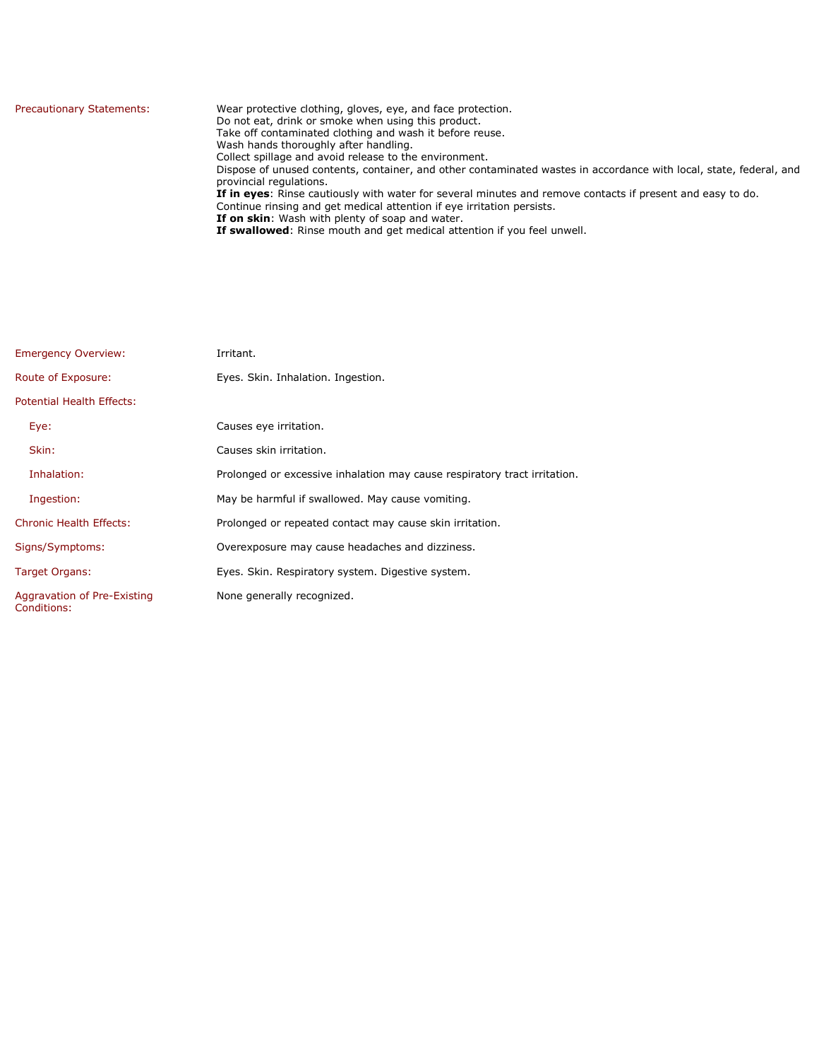**Precautionary Statements:**

Wear protective clothing, gloves, eye, and face protection.
Do not eat, drink or smoke when using this product.
Take off contaminated clothing and wash it before reuse.
Wash hands thoroughly after handling.
Collect spillage and avoid release to the environment.
Dispose of unused contents, container, and other contaminated wastes in accordance with local, state, federal, and provincial regulations.
**If in eyes**: Rinse cautiously with water for several minutes and remove contacts if present and easy to do. Continue rinsing and get medical attention if eye irritation persists.
**If on skin**: Wash with plenty of soap and water.
**If swallowed**: Rinse mouth and get medical attention if you feel unwell.

**Emergency Overview:** Irritant.

**Route of Exposure:** Eyes. Skin. Inhalation. Ingestion.

**Potential Health Effects:**

- **Eye:** Causes eye irritation.
- **Skin:** Causes skin irritation.
- **Inhalation:** Prolonged or excessive inhalation may cause respiratory tract irritation.
- **Ingestion:** May be harmful if swallowed. May cause vomiting.

**Chronic Health Effects:** Prolonged or repeated contact may cause skin irritation.

**Signs/Symptoms:** Overexposure may cause headaches and dizziness.

**Target Organs:** Eyes. Skin. Respiratory system. Digestive system.

**Aggravation of Pre-Existing Conditions:** None generally recognized.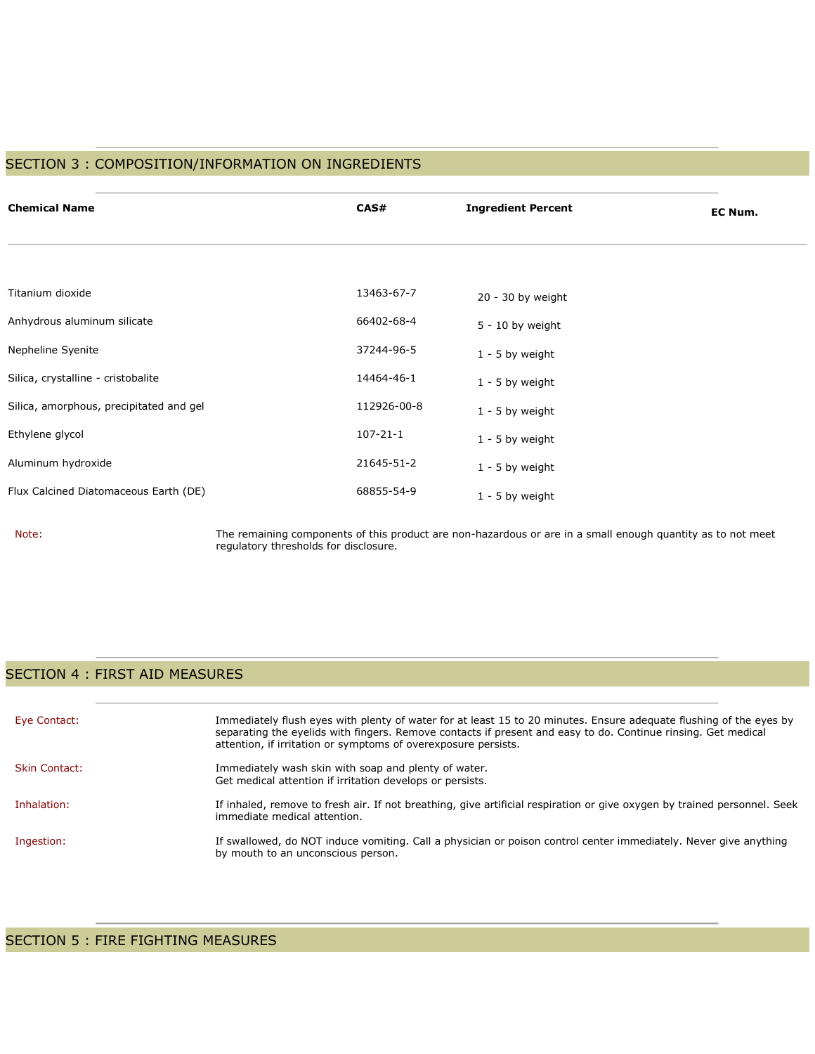## SECTION 3 : COMPOSITION/INFORMATION ON INGREDIENTS

| Chemical Name | CAS# | Ingredient Percent | EC Num. |
|---|---|---|---|
| Titanium dioxide | 13463-67-7 | 20 - 30 by weight | |
| Anhydrous aluminum silicate | 66402-68-4 | 5 - 10 by weight | |
| Nepheline Syenite | 37244-96-5 | 1 - 5 by weight | |
| Silica, crystalline - cristobalite | 14464-46-1 | 1 - 5 by weight | |
| Silica, amorphous, precipitated and gel | 112926-00-8 | 1 - 5 by weight | |
| Ethylene glycol | 107-21-1 | 1 - 5 by weight | |
| Aluminum hydroxide | 21645-51-2 | 1 - 5 by weight | |
| Flux Calcined Diatomaceous Earth (DE) | 68855-54-9 | 1 - 5 by weight | |

**Note:** The remaining components of this product are non-hazardous or are in a small enough quantity as to not meet regulatory thresholds for disclosure.

## SECTION 4 : FIRST AID MEASURES

**Eye Contact:** Immediately flush eyes with plenty of water for at least 15 to 20 minutes. Ensure adequate flushing of the eyes by separating the eyelids with fingers. Remove contacts if present and easy to do. Continue rinsing. Get medical attention, if irritation or symptoms of overexposure persists.

**Skin Contact:** Immediately wash skin with soap and plenty of water.
Get medical attention if irritation develops or persists.

**Inhalation:** If inhaled, remove to fresh air. If not breathing, give artificial respiration or give oxygen by trained personnel. Seek immediate medical attention.

**Ingestion:** If swallowed, do NOT induce vomiting. Call a physician or poison control center immediately. Never give anything by mouth to an unconscious person.

## SECTION 5 : FIRE FIGHTING MEASURES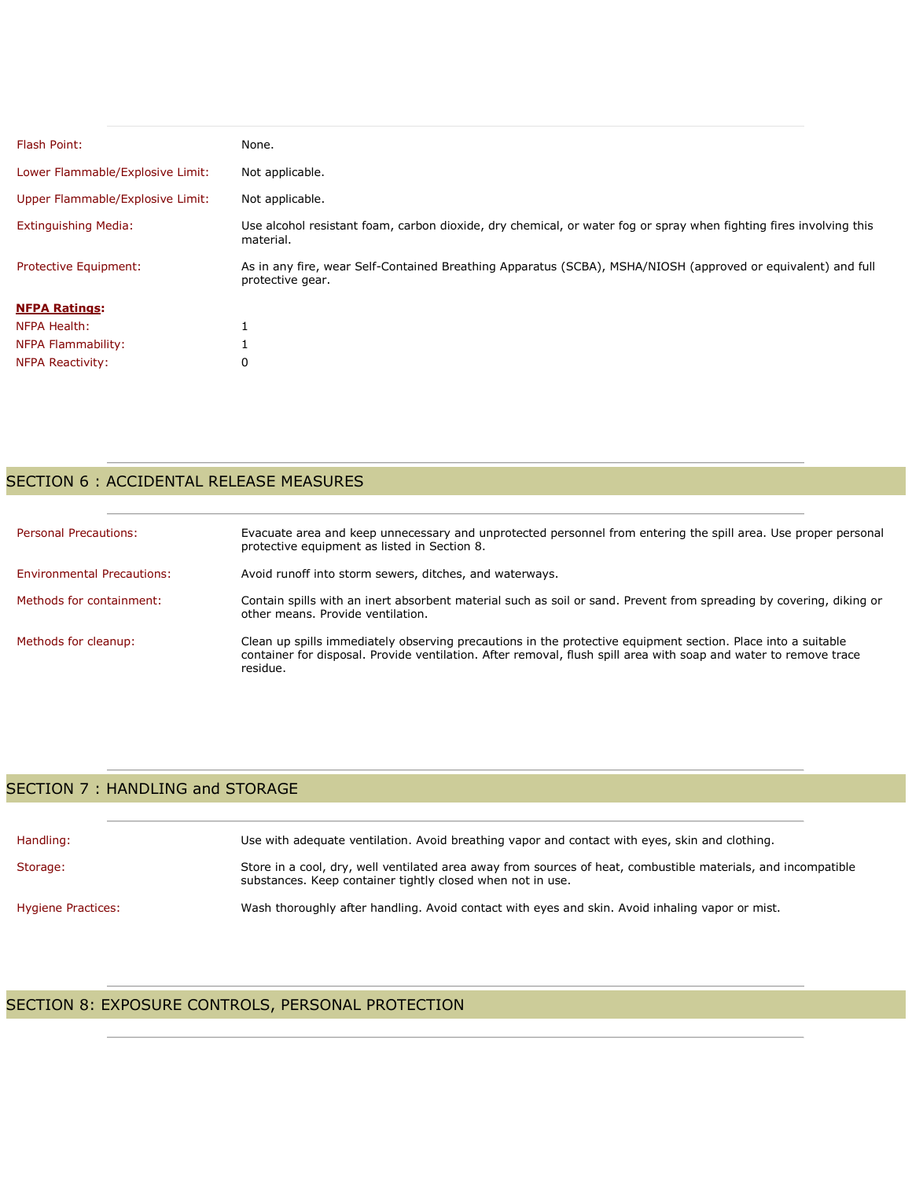| | |
|---|---|
| Flash Point: | None. |
| Lower Flammable/Explosive Limit: | Not applicable. |
| Upper Flammable/Explosive Limit: | Not applicable. |
| Extinguishing Media: | Use alcohol resistant foam, carbon dioxide, dry chemical, or water fog or spray when fighting fires involving this material. |
| Protective Equipment: | As in any fire, wear Self-Contained Breathing Apparatus (SCBA), MSHA/NIOSH (approved or equivalent) and full protective gear. |

**NFPA Ratings:**

| | |
|---|---|
| NFPA Health: | 1 |
| NFPA Flammability: | 1 |
| NFPA Reactivity: | 0 |

## SECTION 6 : ACCIDENTAL RELEASE MEASURES

| | |
|---|---|
| Personal Precautions: | Evacuate area and keep unnecessary and unprotected personnel from entering the spill area. Use proper personal protective equipment as listed in Section 8. |
| Environmental Precautions: | Avoid runoff into storm sewers, ditches, and waterways. |
| Methods for containment: | Contain spills with an inert absorbent material such as soil or sand. Prevent from spreading by covering, diking or other means. Provide ventilation. |
| Methods for cleanup: | Clean up spills immediately observing precautions in the protective equipment section. Place into a suitable container for disposal. Provide ventilation. After removal, flush spill area with soap and water to remove trace residue. |

## SECTION 7 : HANDLING and STORAGE

| | |
|---|---|
| Handling: | Use with adequate ventilation. Avoid breathing vapor and contact with eyes, skin and clothing. |
| Storage: | Store in a cool, dry, well ventilated area away from sources of heat, combustible materials, and incompatible substances. Keep container tightly closed when not in use. |
| Hygiene Practices: | Wash thoroughly after handling. Avoid contact with eyes and skin. Avoid inhaling vapor or mist. |

## SECTION 8: EXPOSURE CONTROLS, PERSONAL PROTECTION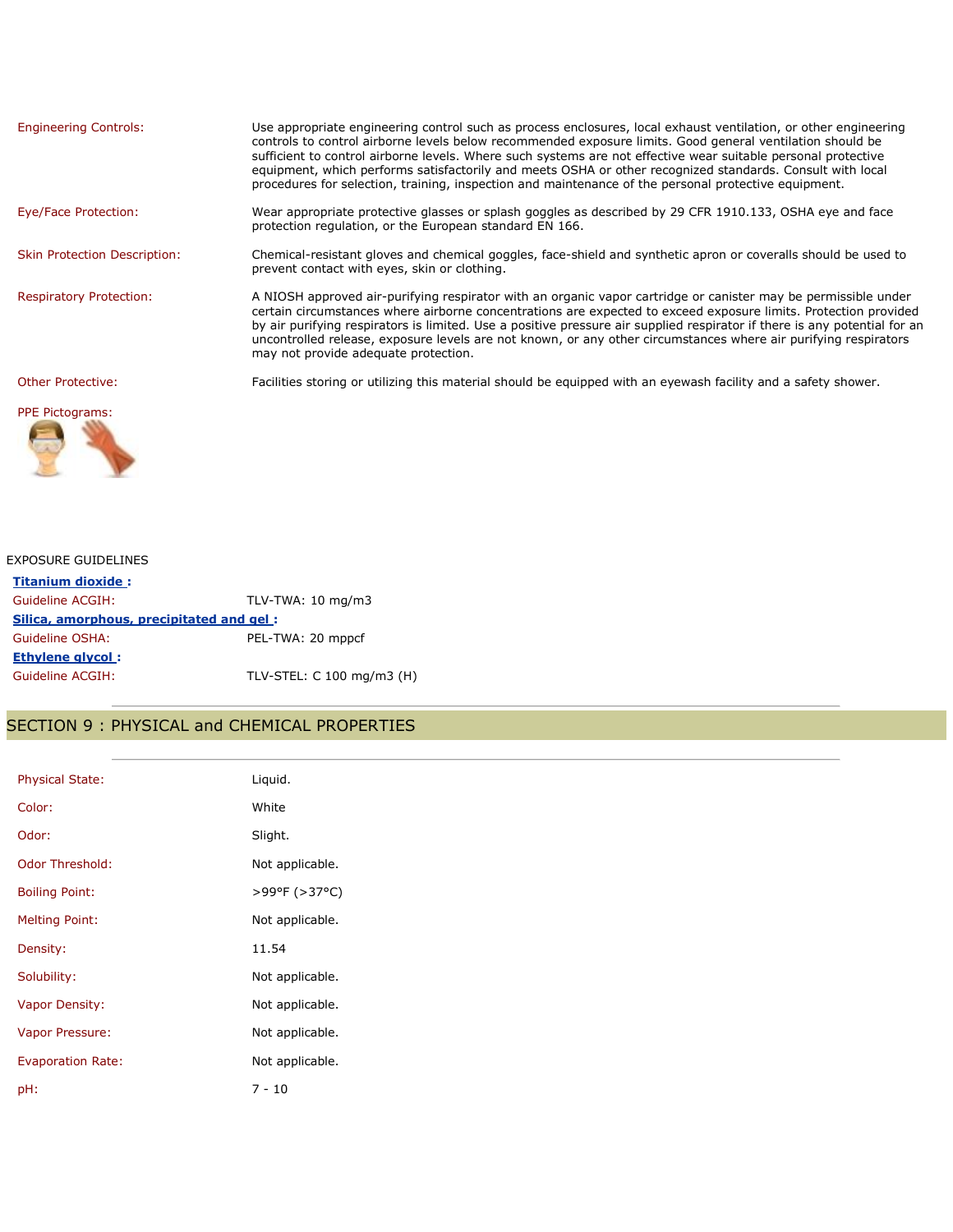| | |
|---|---|
| Engineering Controls: | Use appropriate engineering control such as process enclosures, local exhaust ventilation, or other engineering controls to control airborne levels below recommended exposure limits. Good general ventilation should be sufficient to control airborne levels. Where such systems are not effective wear suitable personal protective equipment, which performs satisfactorily and meets OSHA or other recognized standards. Consult with local procedures for selection, training, inspection and maintenance of the personal protective equipment. |
| Eye/Face Protection: | Wear appropriate protective glasses or splash goggles as described by 29 CFR 1910.133, OSHA eye and face protection regulation, or the European standard EN 166. |
| Skin Protection Description: | Chemical-resistant gloves and chemical goggles, face-shield and synthetic apron or coveralls should be used to prevent contact with eyes, skin or clothing. |
| Respiratory Protection: | A NIOSH approved air-purifying respirator with an organic vapor cartridge or canister may be permissible under certain circumstances where airborne concentrations are expected to exceed exposure limits. Protection provided by air purifying respirators is limited. Use a positive pressure air supplied respirator if there is any potential for an uncontrolled release, exposure levels are not known, or any other circumstances where air purifying respirators may not provide adequate protection. |
| Other Protective: | Facilities storing or utilizing this material should be equipped with an eyewash facility and a safety shower. |

PPE Pictograms:

EXPOSURE GUIDELINES

**Titanium dioxide :**

| | |
|---|---|
| Guideline ACGIH: | TLV-TWA: 10 mg/m3 |

**Silica, amorphous, precipitated and gel :**

| | |
|---|---|
| Guideline OSHA: | PEL-TWA: 20 mppcf |

**Ethylene glycol :**

| | |
|---|---|
| Guideline ACGIH: | TLV-STEL: C 100 mg/m3 (H) |

## SECTION 9 : PHYSICAL and CHEMICAL PROPERTIES

| | |
|---|---|
| Physical State: | Liquid. |
| Color: | White |
| Odor: | Slight. |
| Odor Threshold: | Not applicable. |
| Boiling Point: | >99°F (>37°C) |
| Melting Point: | Not applicable. |
| Density: | 11.54 |
| Solubility: | Not applicable. |
| Vapor Density: | Not applicable. |
| Vapor Pressure: | Not applicable. |
| Evaporation Rate: | Not applicable. |
| pH: | 7 - 10 |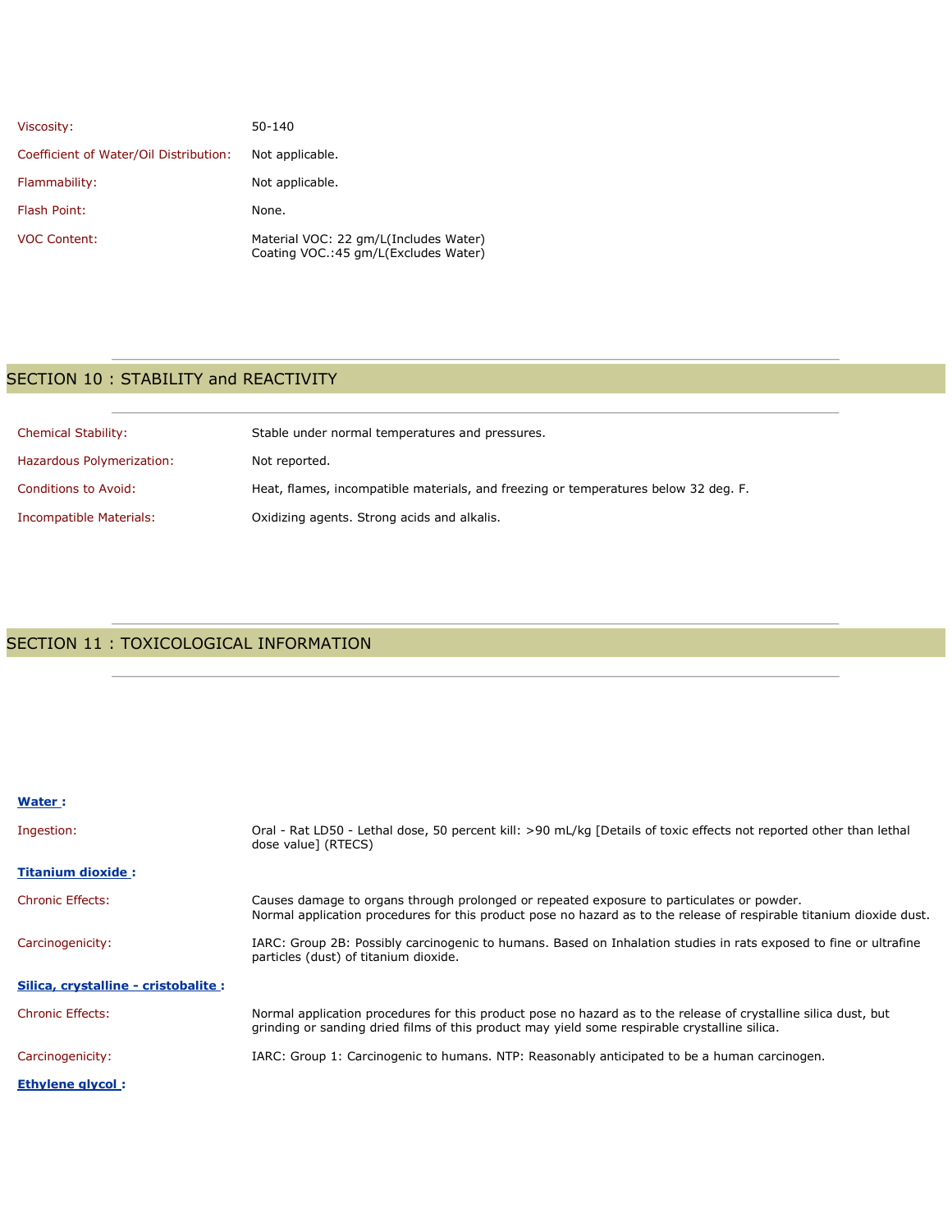| | |
|---|---|
| Viscosity: | 50-140 |
| Coefficient of Water/Oil Distribution: | Not applicable. |
| Flammability: | Not applicable. |
| Flash Point: | None. |
| VOC Content: | Material VOC: 22 gm/L(Includes Water)<br>Coating VOC.:45 gm/L(Excludes Water) |

## SECTION 10 : STABILITY and REACTIVITY

| | |
|---|---|
| Chemical Stability: | Stable under normal temperatures and pressures. |
| Hazardous Polymerization: | Not reported. |
| Conditions to Avoid: | Heat, flames, incompatible materials, and freezing or temperatures below 32 deg. F. |
| Incompatible Materials: | Oxidizing agents. Strong acids and alkalis. |

## SECTION 11 : TOXICOLOGICAL INFORMATION

**Water :**

| | |
|---|---|
| Ingestion: | Oral - Rat LD50 - Lethal dose, 50 percent kill: >90 mL/kg [Details of toxic effects not reported other than lethal dose value] (RTECS) |

**Titanium dioxide :**

| | |
|---|---|
| Chronic Effects: | Causes damage to organs through prolonged or repeated exposure to particulates or powder.<br>Normal application procedures for this product pose no hazard as to the release of respirable titanium dioxide dust. |
| Carcinogenicity: | IARC: Group 2B: Possibly carcinogenic to humans. Based on Inhalation studies in rats exposed to fine or ultrafine particles (dust) of titanium dioxide. |

**Silica, crystalline - cristobalite :**

| | |
|---|---|
| Chronic Effects: | Normal application procedures for this product pose no hazard as to the release of crystalline silica dust, but grinding or sanding dried films of this product may yield some respirable crystalline silica. |
| Carcinogenicity: | IARC: Group 1: Carcinogenic to humans. NTP: Reasonably anticipated to be a human carcinogen. |

**Ethylene glycol :**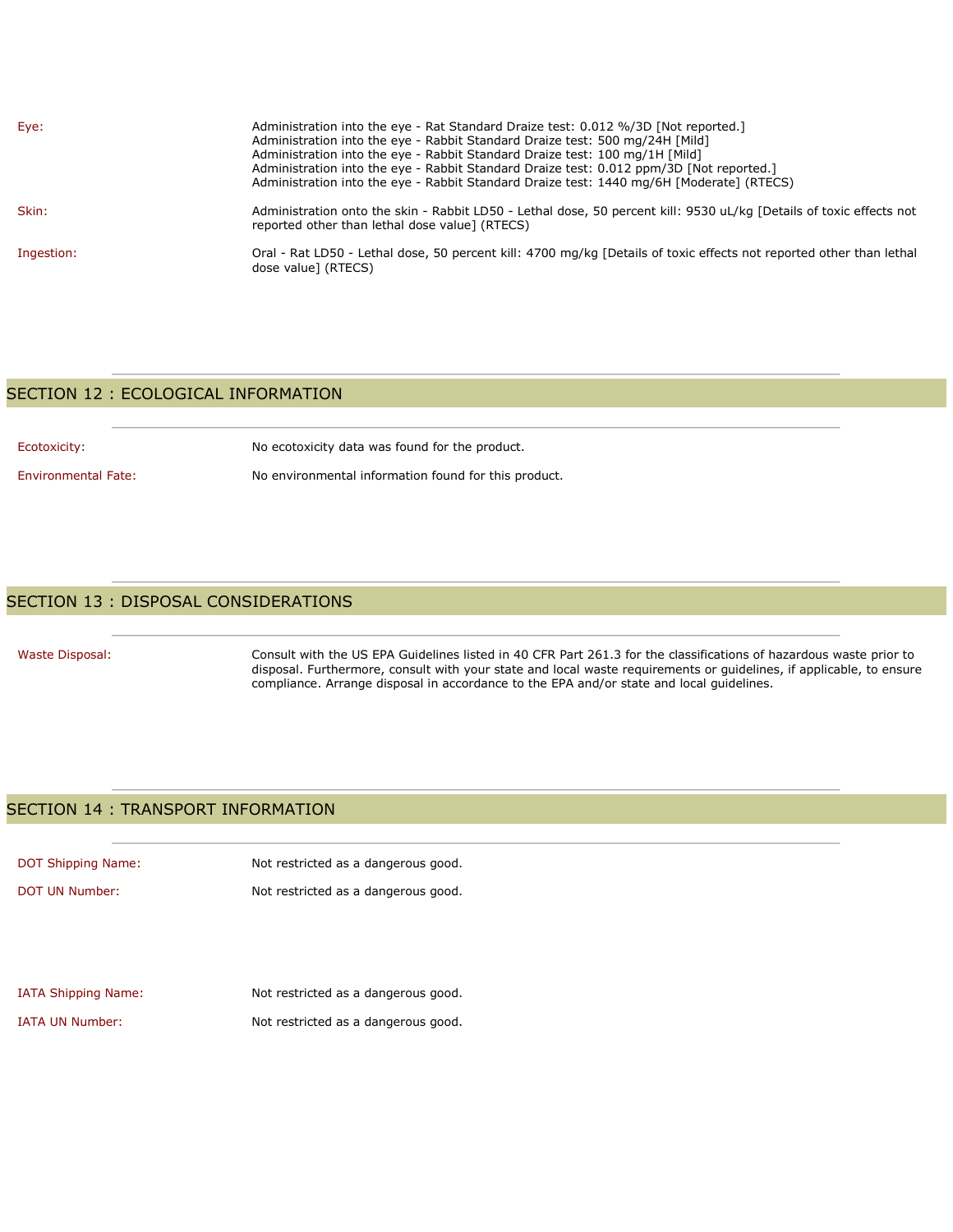**Eye:**

Administration into the eye - Rat Standard Draize test: 0.012 %/3D [Not reported.]
Administration into the eye - Rabbit Standard Draize test: 500 mg/24H [Mild]
Administration into the eye - Rabbit Standard Draize test: 100 mg/1H [Mild]
Administration into the eye - Rabbit Standard Draize test: 0.012 ppm/3D [Not reported.]
Administration into the eye - Rabbit Standard Draize test: 1440 mg/6H [Moderate] (RTECS)

**Skin:**

Administration onto the skin - Rabbit LD50 - Lethal dose, 50 percent kill: 9530 uL/kg [Details of toxic effects not reported other than lethal dose value] (RTECS)

**Ingestion:**

Oral - Rat LD50 - Lethal dose, 50 percent kill: 4700 mg/kg [Details of toxic effects not reported other than lethal dose value] (RTECS)

## SECTION 12 : ECOLOGICAL INFORMATION

**Ecotoxicity:** No ecotoxicity data was found for the product.

**Environmental Fate:** No environmental information found for this product.

## SECTION 13 : DISPOSAL CONSIDERATIONS

**Waste Disposal:** Consult with the US EPA Guidelines listed in 40 CFR Part 261.3 for the classifications of hazardous waste prior to disposal. Furthermore, consult with your state and local waste requirements or guidelines, if applicable, to ensure compliance. Arrange disposal in accordance to the EPA and/or state and local guidelines.

## SECTION 14 : TRANSPORT INFORMATION

**DOT Shipping Name:** Not restricted as a dangerous good.

**DOT UN Number:** Not restricted as a dangerous good.

**IATA Shipping Name:** Not restricted as a dangerous good.

**IATA UN Number:** Not restricted as a dangerous good.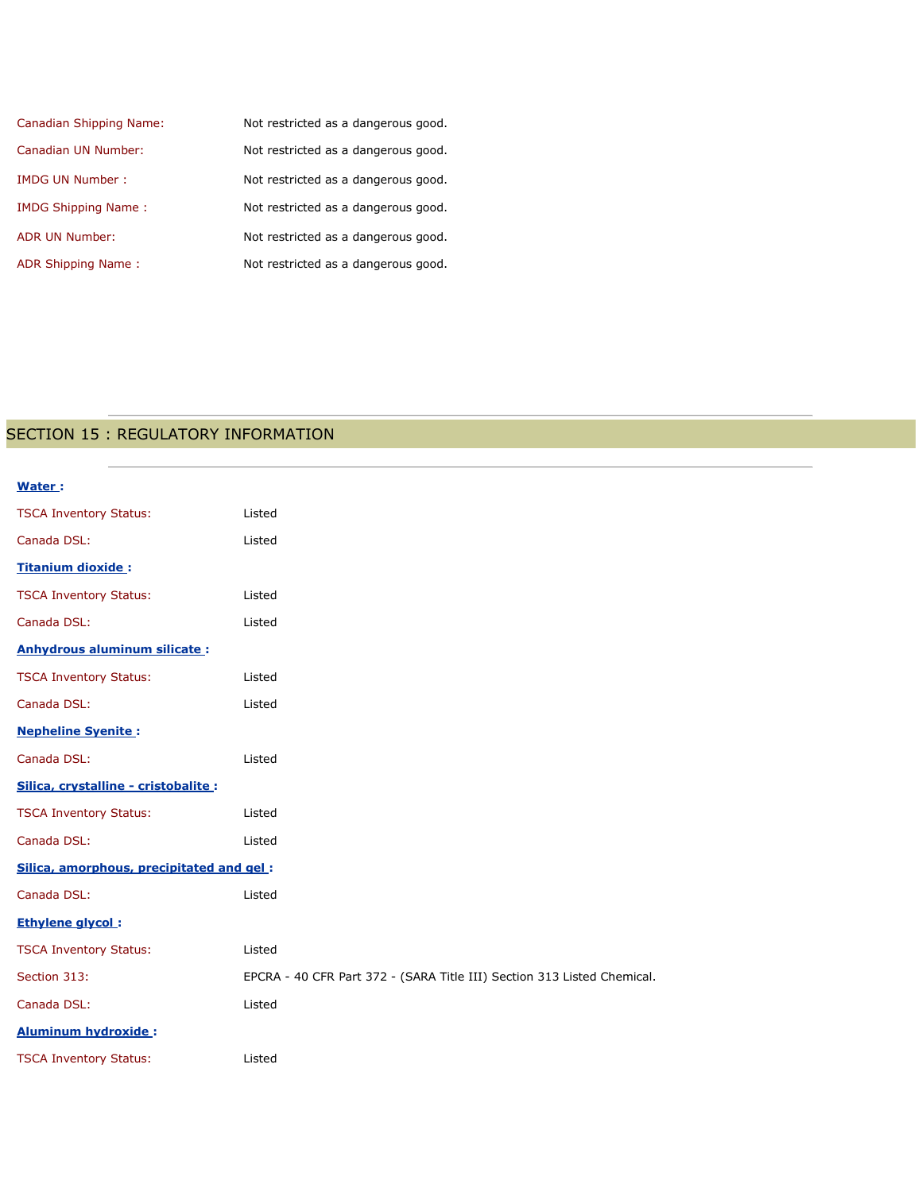Canadian Shipping Name: Not restricted as a dangerous good.

Canadian UN Number: Not restricted as a dangerous good.

IMDG UN Number : Not restricted as a dangerous good.

IMDG Shipping Name : Not restricted as a dangerous good.

ADR UN Number: Not restricted as a dangerous good.

ADR Shipping Name : Not restricted as a dangerous good.

## SECTION 15 : REGULATORY INFORMATION

**Water :**

TSCA Inventory Status: Listed

Canada DSL: Listed

**Titanium dioxide :**

TSCA Inventory Status: Listed

Canada DSL: Listed

**Anhydrous aluminum silicate :**

TSCA Inventory Status: Listed

Canada DSL: Listed

**Nepheline Syenite :**

Canada DSL: Listed

**Silica, crystalline - cristobalite :**

TSCA Inventory Status: Listed

Canada DSL: Listed

**Silica, amorphous, precipitated and gel :**

Canada DSL: Listed

**Ethylene glycol :**

TSCA Inventory Status: Listed

Section 313: EPCRA - 40 CFR Part 372 - (SARA Title III) Section 313 Listed Chemical.

Canada DSL: Listed

**Aluminum hydroxide :**

TSCA Inventory Status: Listed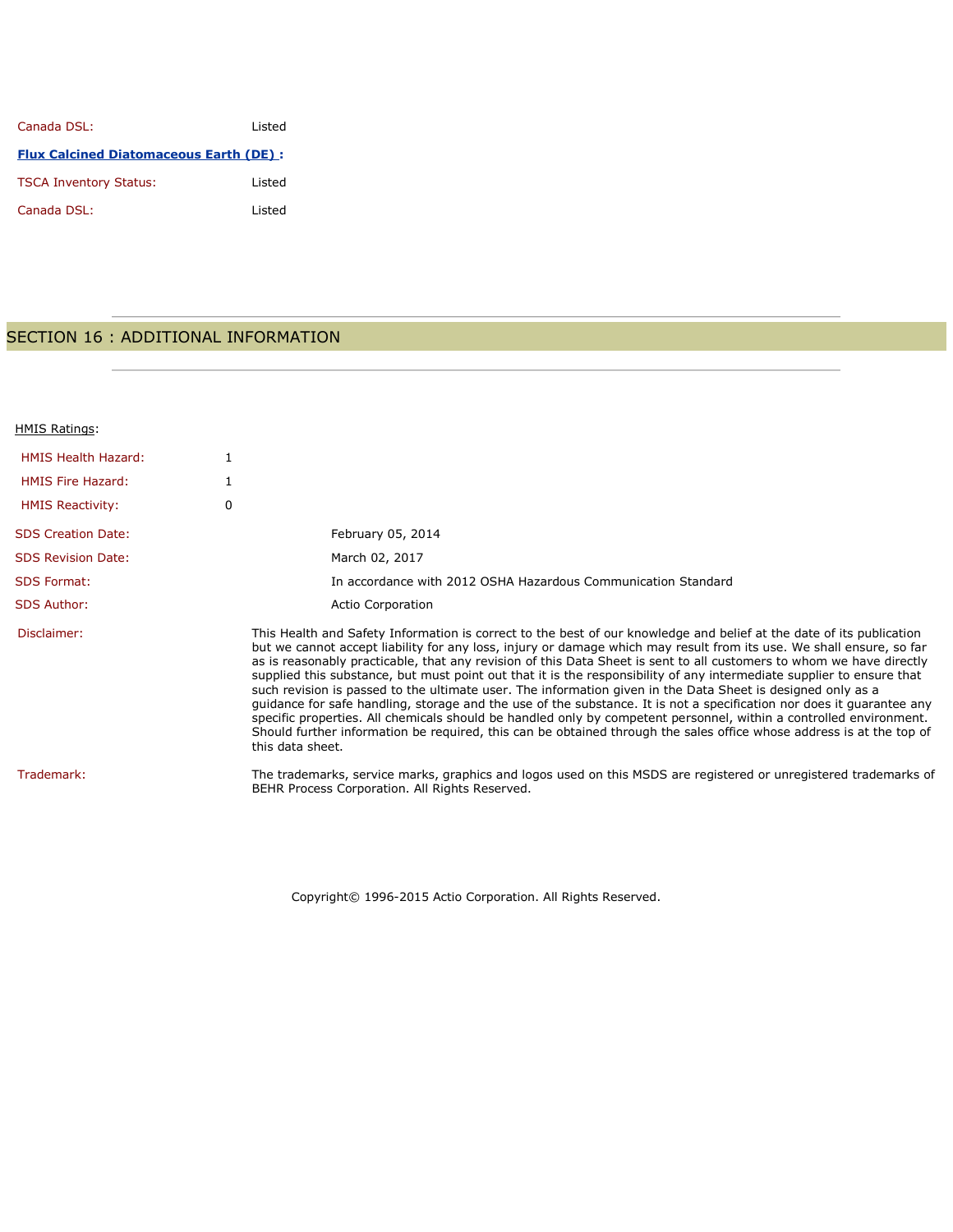| | |
|---|---|
| Canada DSL: | Listed |

**Flux Calcined Diatomaceous Earth (DE) :**

| | |
|---|---|
| TSCA Inventory Status: | Listed |
| Canada DSL: | Listed |

## SECTION 16 : ADDITIONAL INFORMATION

HMIS Ratings:

| | |
|---|---|
| HMIS Health Hazard: | 1 |
| HMIS Fire Hazard: | 1 |
| HMIS Reactivity: | 0 |

| | |
|---|---|
| SDS Creation Date: | February 05, 2014 |
| SDS Revision Date: | March 02, 2017 |
| SDS Format: | In accordance with 2012 OSHA Hazardous Communication Standard |
| SDS Author: | Actio Corporation |
| Disclaimer: | This Health and Safety Information is correct to the best of our knowledge and belief at the date of its publication but we cannot accept liability for any loss, injury or damage which may result from its use. We shall ensure, so far as is reasonably practicable, that any revision of this Data Sheet is sent to all customers to whom we have directly supplied this substance, but must point out that it is the responsibility of any intermediate supplier to ensure that such revision is passed to the ultimate user. The information given in the Data Sheet is designed only as a guidance for safe handling, storage and the use of the substance. It is not a specification nor does it guarantee any specific properties. All chemicals should be handled only by competent personnel, within a controlled environment. Should further information be required, this can be obtained through the sales office whose address is at the top of this data sheet. |
| Trademark: | The trademarks, service marks, graphics and logos used on this MSDS are registered or unregistered trademarks of BEHR Process Corporation. All Rights Reserved. |

Copyright© 1996-2015 Actio Corporation. All Rights Reserved.